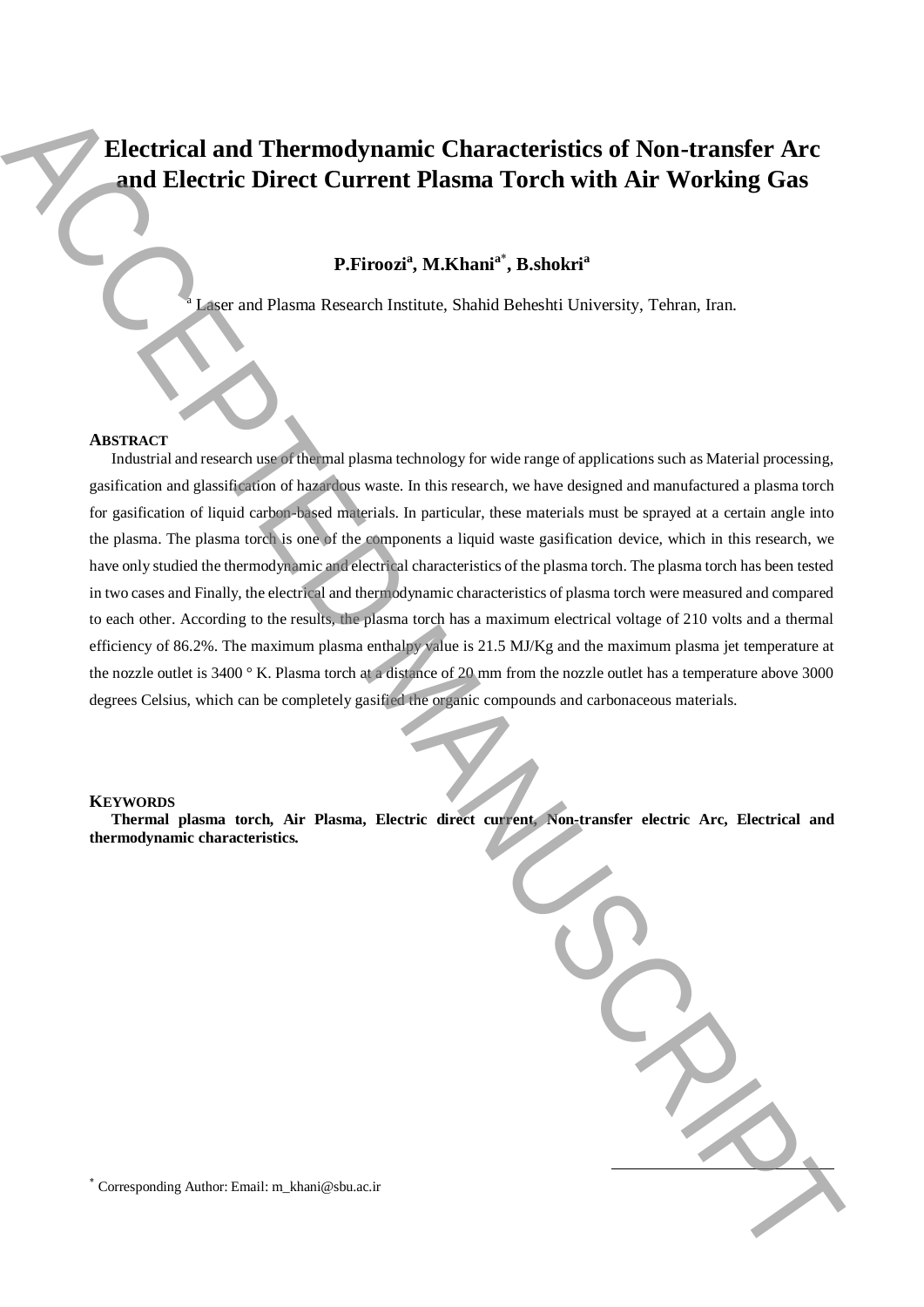# Electrical and Thermodynamic Characteristics of Non-transfer Arc and Electric Direct Current Plasma Torch with Air Working Gas

**P.Firoozi[a], M.Khani[a*], B.shokri[a]**

[a] Laser and Plasma Research Institute, Shahid Beheshti University, Tehran, Iran.

## ABSTRACT

Industrial and research use of thermal plasma technology for wide range of applications such as Material processing, gasification and glassification of hazardous waste. In this research, we have designed and manufactured a plasma torch for gasification of liquid carbon-based materials. In particular, these materials must be sprayed at a certain angle into the plasma. The plasma torch is one of the components a liquid waste gasification device, which in this research, we have only studied the thermodynamic and electrical characteristics of the plasma torch. The plasma torch has been tested in two cases and Finally, the electrical and thermodynamic characteristics of plasma torch were measured and compared to each other. According to the results, the plasma torch has a maximum electrical voltage of 210 volts and a thermal efficiency of 86.2%. The maximum plasma enthalpy value is 21.5 MJ/Kg and the maximum plasma jet temperature at the nozzle outlet is 3400 ° K. Plasma torch at a distance of 20 mm from the nozzle outlet has a temperature above 3000 degrees Celsius, which can be completely gasified the organic compounds and carbonaceous materials.

## KEYWORDS

**Thermal plasma torch, Air Plasma, Electric direct current, Non-transfer electric Arc, Electrical and thermodynamic characteristics.**

[*] Corresponding Author: Email: m_khani@sbu.ac.ir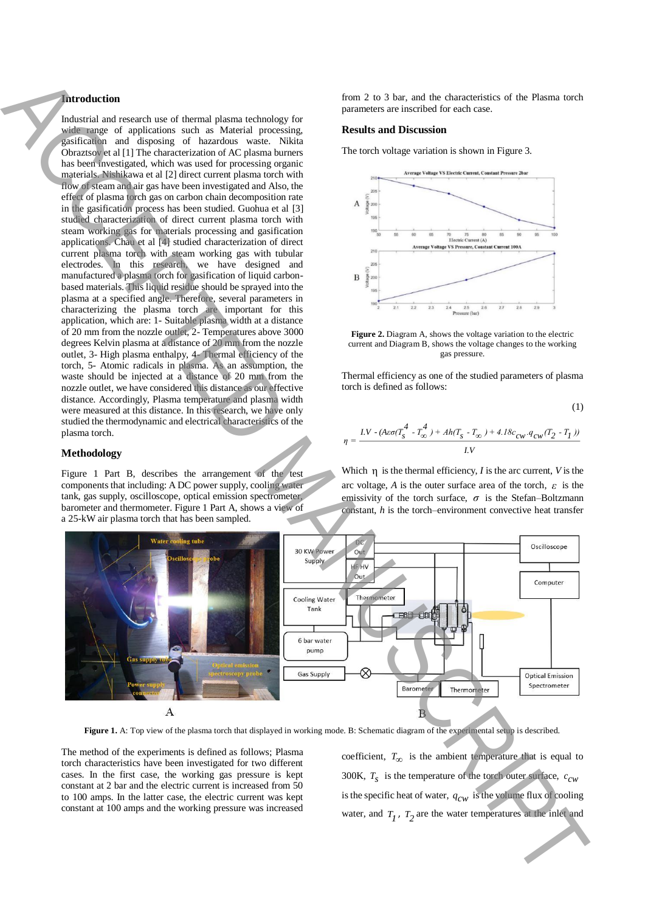## Introduction

Industrial and research use of thermal plasma technology for wide range of applications such as Material processing, gasification and disposing of hazardous waste. Nikita Obraztsov et al [1] The characterization of AC plasma burners has been investigated, which was used for processing organic materials. Nishikawa et al [2] direct current plasma torch with flow of steam and air gas have been investigated and Also, the effect of plasma torch gas on carbon chain decomposition rate in the gasification process has been studied. Guohua et al [3] studied characterization of direct current plasma torch with steam working gas for materials processing and gasification applications. Chau et al [4] studied characterization of direct current plasma torch with steam working gas with tubular electrodes. In this research, we have designed and manufactured a plasma torch for gasification of liquid carbon-based materials. This liquid residue should be sprayed into the plasma at a specified angle. Therefore, several parameters in characterizing the plasma torch are important for this application, which are: 1- Suitable plasma width at a distance of 20 mm from the nozzle outlet, 2- Temperatures above 3000 degrees Kelvin plasma at a distance of 20 mm from the nozzle outlet, 3- High plasma enthalpy, 4- Thermal efficiency of the torch, 5- Atomic radicals in plasma. As an assumption, the waste should be injected at a distance of 20 mm from the nozzle outlet, we have considered this distance as our effective distance. Accordingly, Plasma temperature and plasma width were measured at this distance. In this research, we have only studied the thermodynamic and electrical characteristics of the plasma torch.

## Methodology

Figure 1 Part B, describes the arrangement of the test components that including: A DC power supply, cooling water tank, gas supply, oscilloscope, optical emission spectrometer, barometer and thermometer. Figure 1 Part A, shows a view of a 25-kW air plasma torch that has been sampled.

**Figure 1.** A: Top view of the plasma torch that displayed in working mode. B: Schematic diagram of the experimental setup is described.

The method of the experiments is defined as follows; Plasma torch characteristics have been investigated for two different cases. In the first case, the working gas pressure is kept constant at 2 bar and the electric current is increased from 50 to 100 amps. In the latter case, the electric current was kept constant at 100 amps and the working pressure was increased from 2 to 3 bar, and the characteristics of the Plasma torch parameters are inscribed for each case.

## Results and Discussion

The torch voltage variation is shown in Figure 3.

**Figure 2.** Diagram A, shows the voltage variation to the electric current and Diagram B, shows the voltage changes to the working gas pressure.

Thermal efficiency as one of the studied parameters of plasma torch is defined as follows:

$$\eta = \frac{I.V - (A\varepsilon\sigma(T_S^4 - T_\infty^4) + Ah(T_S - T_\infty) + 4.18c_{cw}.q_{cw}(T_2 - T_1))}{I.V} \tag{1}$$

Which $\eta$ is the thermal efficiency, $I$ is the arc current, $V$ is the arc voltage, $A$ is the outer surface area of the torch, $\varepsilon$ is the emissivity of the torch surface, $\sigma$ is the Stefan–Boltzmann constant, $h$ is the torch–environment convective heat transfer coefficient, $T_\infty$ is the ambient temperature that is equal to 300K, $T_S$ is the temperature of the torch outer surface, $c_{cw}$ is the specific heat of water, $q_{cw}$ is the volume flux of cooling water, and $T_1$, $T_2$ are the water temperatures at the inlet and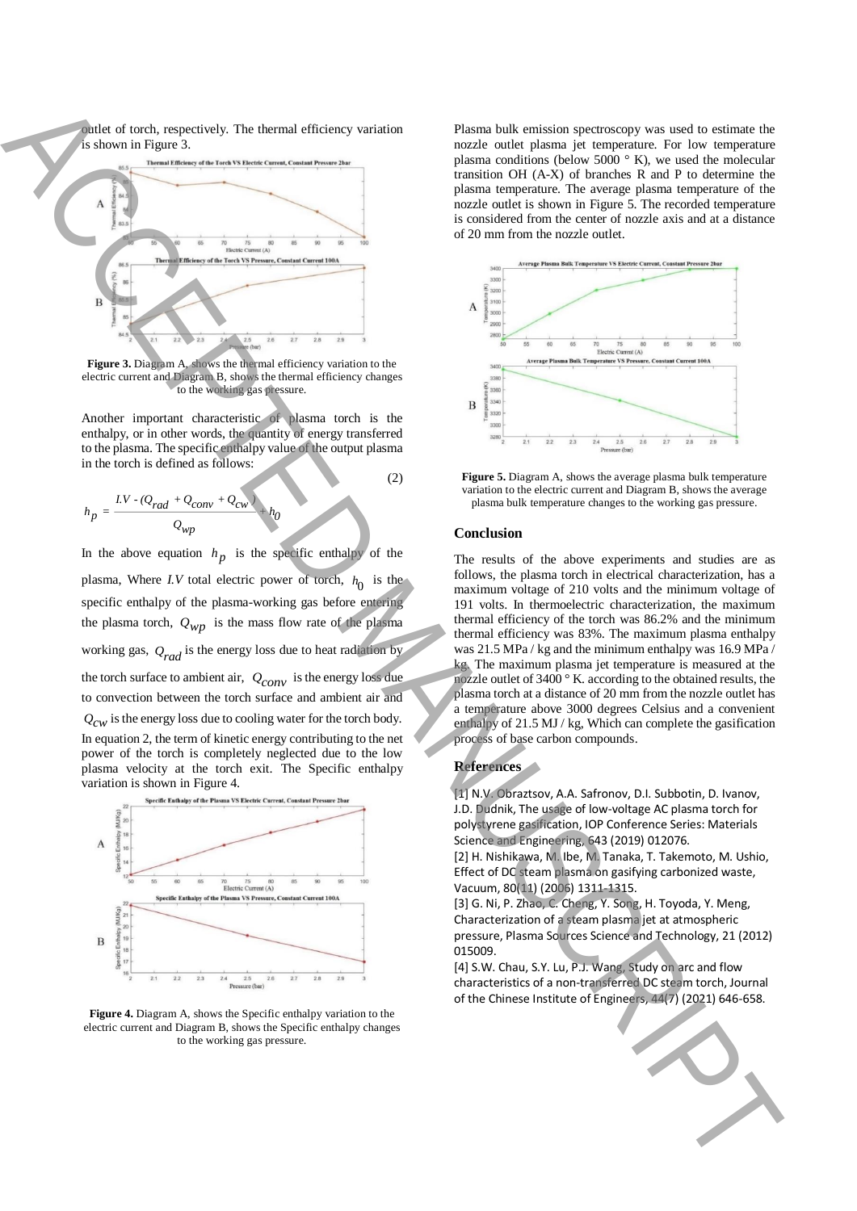outlet of torch, respectively. The thermal efficiency variation is shown in Figure 3.

Thermal Efficiency of the Torch VS Electric Current, Constant Pressure 2bar

Thermal Efficiency of the Torch VS Pressure, Constant Current 100A

**Figure 3.** Diagram A, shows the thermal efficiency variation to the electric current and Diagram B, shows the thermal efficiency changes to the working gas pressure.

Another important characteristic of plasma torch is the enthalpy, or in other words, the quantity of energy transferred to the plasma. The specific enthalpy value of the output plasma in the torch is defined as follows:

$$h_p = \frac{I.V - (Q_{rad} + Q_{conv} + Q_{cw})}{Q_{wp}} + h_0 \tag{2}$$

In the above equation $h_p$ is the specific enthalpy of the plasma, Where *I.V* total electric power of torch, $h_0$ is the specific enthalpy of the plasma-working gas before entering the plasma torch, $Q_{wp}$ is the mass flow rate of the plasma working gas, $Q_{rad}$ is the energy loss due to heat radiation by the torch surface to ambient air, $Q_{conv}$ is the energy loss due to convection between the torch surface and ambient air and $Q_{cw}$ is the energy loss due to cooling water for the torch body. In equation 2, the term of kinetic energy contributing to the net power of the torch is completely neglected due to the low plasma velocity at the torch exit. The Specific enthalpy variation is shown in Figure 4.

Specific Enthalpy of the Plasma VS Electric Current, Constant Pressure 2bar

Specific Enthalpy of the Plasma VS Pressure, Constant Current 100A

**Figure 4.** Diagram A, shows the Specific enthalpy variation to the electric current and Diagram B, shows the Specific enthalpy changes to the working gas pressure.

Plasma bulk emission spectroscopy was used to estimate the nozzle outlet plasma jet temperature. For low temperature plasma conditions (below 5000 ° K), we used the molecular transition OH (A-X) of branches R and P to determine the plasma temperature. The average plasma temperature of the nozzle outlet is shown in Figure 5. The recorded temperature is considered from the center of nozzle axis and at a distance of 20 mm from the nozzle outlet.

Average Plasma Bulk Temperature VS Electric Current, Constant Pressure 2bar

Average Plasma Bulk Temperature VS Pressure, Constant Current 100A

**Figure 5.** Diagram A, shows the average plasma bulk temperature variation to the electric current and Diagram B, shows the average plasma bulk temperature changes to the working gas pressure.

## Conclusion

The results of the above experiments and studies are as follows, the plasma torch in electrical characterization, has a maximum voltage of 210 volts and the minimum voltage of 191 volts. In thermoelectric characterization, the maximum thermal efficiency of the torch was 86.2% and the minimum thermal efficiency was 83%. The maximum plasma enthalpy was 21.5 MPa / kg and the minimum enthalpy was 16.9 MPa / kg. The maximum plasma jet temperature is measured at the nozzle outlet of 3400 ° K. according to the obtained results, the plasma torch at a distance of 20 mm from the nozzle outlet has a temperature above 3000 degrees Celsius and a convenient enthalpy of 21.5 MJ / kg, Which can complete the gasification process of base carbon compounds.

## References

[1] N.V. Obraztsov, A.A. Safronov, D.I. Subbotin, D. Ivanov, J.D. Dudnik, The usage of low-voltage AC plasma torch for polystyrene gasification, IOP Conference Series: Materials Science and Engineering, 643 (2019) 012076.

[2] H. Nishikawa, M. Ibe, M. Tanaka, T. Takemoto, M. Ushio, Effect of DC steam plasma on gasifying carbonized waste, Vacuum, 80(11) (2006) 1311-1315.

[3] G. Ni, P. Zhao, C. Cheng, Y. Song, H. Toyoda, Y. Meng, Characterization of a steam plasma jet at atmospheric pressure, Plasma Sources Science and Technology, 21 (2012) 015009.

[4] S.W. Chau, S.Y. Lu, P.J. Wang, Study on arc and flow characteristics of a non-transferred DC steam torch, Journal of the Chinese Institute of Engineers, 44(7) (2021) 646-658.